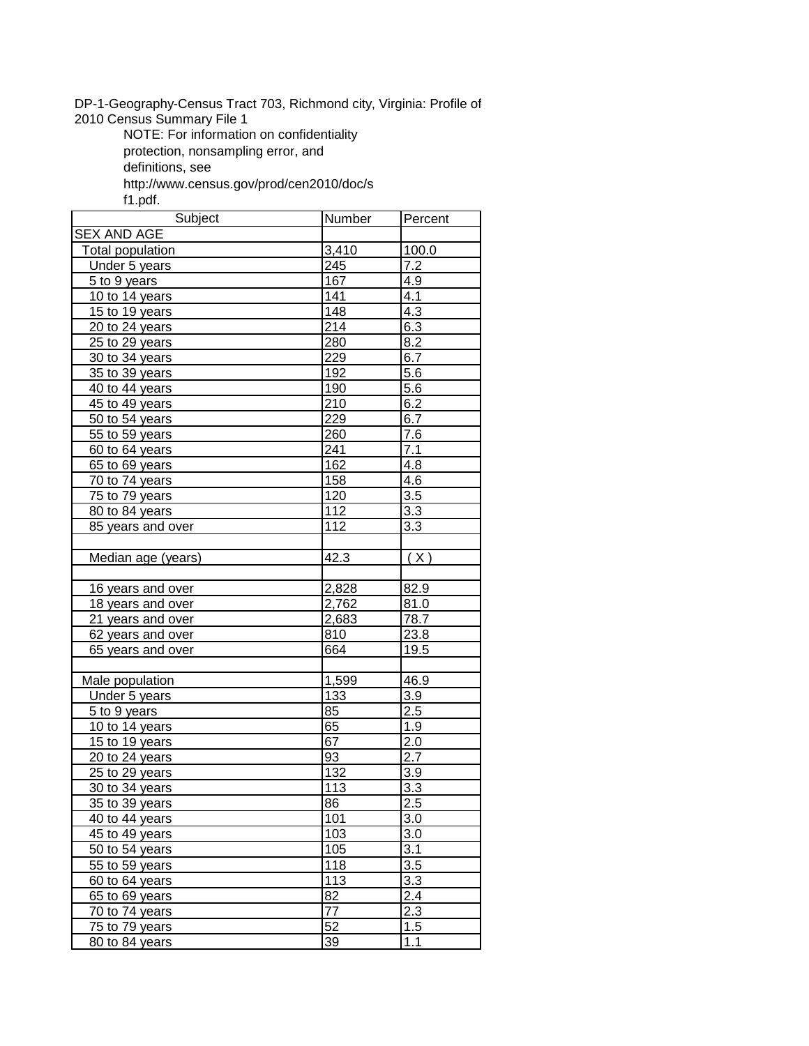DP-1-Geography-Census Tract 703, Richmond city, Virginia: Profile of 2010 Census Summary File 1

NOTE: For information on confidentiality protection, nonsampling error, and definitions, see http://www.census.gov/prod/cen2010/doc/sf1.pdf.

| Subject | Number | Percent |
|---|---|---|
| SEX AND AGE | | |
| Total population | 3,410 | 100.0 |
| Under 5 years | 245 | 7.2 |
| 5 to 9 years | 167 | 4.9 |
| 10 to 14 years | 141 | 4.1 |
| 15 to 19 years | 148 | 4.3 |
| 20 to 24 years | 214 | 6.3 |
| 25 to 29 years | 280 | 8.2 |
| 30 to 34 years | 229 | 6.7 |
| 35 to 39 years | 192 | 5.6 |
| 40 to 44 years | 190 | 5.6 |
| 45 to 49 years | 210 | 6.2 |
| 50 to 54 years | 229 | 6.7 |
| 55 to 59 years | 260 | 7.6 |
| 60 to 64 years | 241 | 7.1 |
| 65 to 69 years | 162 | 4.8 |
| 70 to 74 years | 158 | 4.6 |
| 75 to 79 years | 120 | 3.5 |
| 80 to 84 years | 112 | 3.3 |
| 85 years and over | 112 | 3.3 |
| | | |
| Median age (years) | 42.3 | ( X ) |
| | | |
| 16 years and over | 2,828 | 82.9 |
| 18 years and over | 2,762 | 81.0 |
| 21 years and over | 2,683 | 78.7 |
| 62 years and over | 810 | 23.8 |
| 65 years and over | 664 | 19.5 |
| | | |
| Male population | 1,599 | 46.9 |
| Under 5 years | 133 | 3.9 |
| 5 to 9 years | 85 | 2.5 |
| 10 to 14 years | 65 | 1.9 |
| 15 to 19 years | 67 | 2.0 |
| 20 to 24 years | 93 | 2.7 |
| 25 to 29 years | 132 | 3.9 |
| 30 to 34 years | 113 | 3.3 |
| 35 to 39 years | 86 | 2.5 |
| 40 to 44 years | 101 | 3.0 |
| 45 to 49 years | 103 | 3.0 |
| 50 to 54 years | 105 | 3.1 |
| 55 to 59 years | 118 | 3.5 |
| 60 to 64 years | 113 | 3.3 |
| 65 to 69 years | 82 | 2.4 |
| 70 to 74 years | 77 | 2.3 |
| 75 to 79 years | 52 | 1.5 |
| 80 to 84 years | 39 | 1.1 |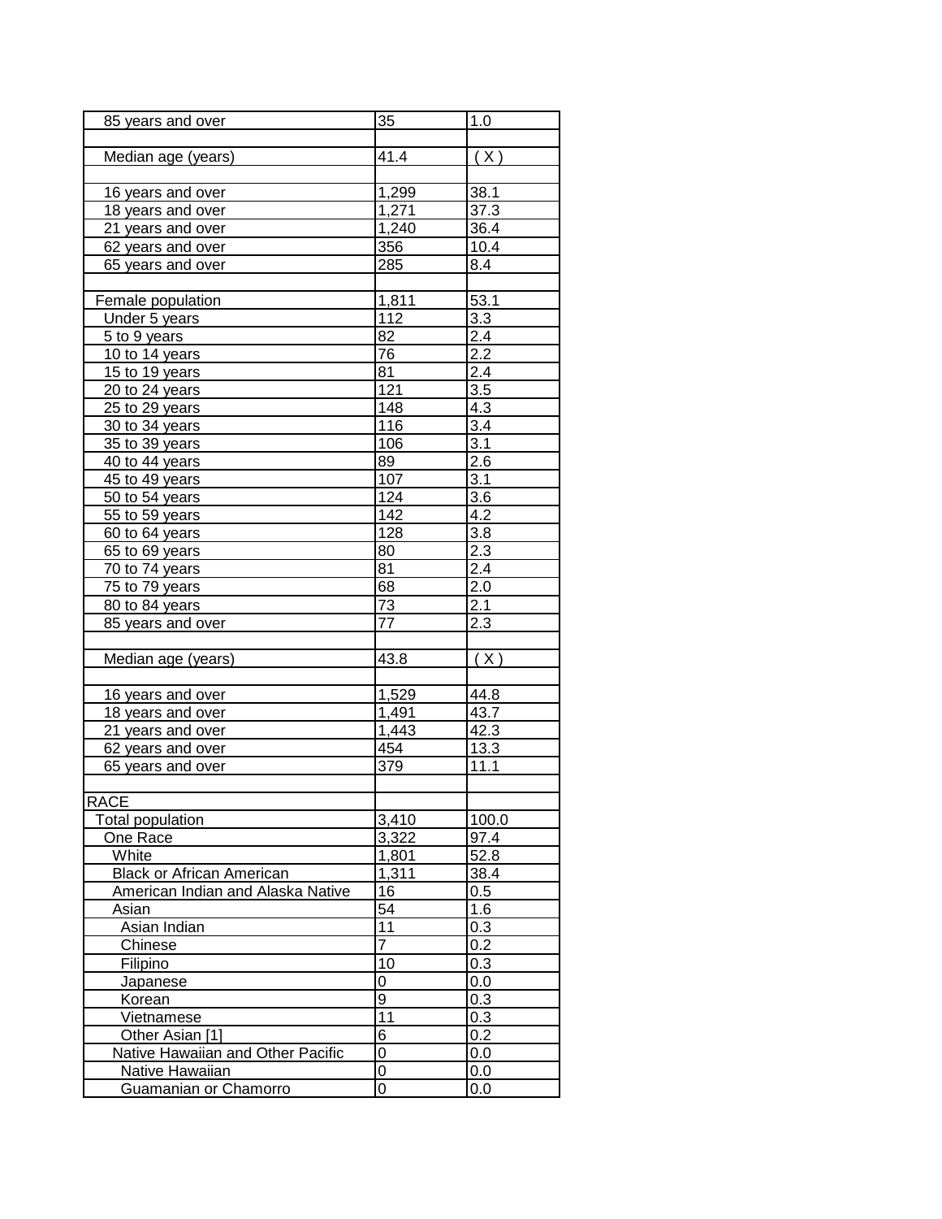| | | |
|---|---|---|
| 85 years and over | 35 | 1.0 |
| | | |
| Median age (years) | 41.4 | ( X ) |
| | | |
| 16 years and over | 1,299 | 38.1 |
| 18 years and over | 1,271 | 37.3 |
| 21 years and over | 1,240 | 36.4 |
| 62 years and over | 356 | 10.4 |
| 65 years and over | 285 | 8.4 |
| | | |
| Female population | 1,811 | 53.1 |
| Under 5 years | 112 | 3.3 |
| 5 to 9 years | 82 | 2.4 |
| 10 to 14 years | 76 | 2.2 |
| 15 to 19 years | 81 | 2.4 |
| 20 to 24 years | 121 | 3.5 |
| 25 to 29 years | 148 | 4.3 |
| 30 to 34 years | 116 | 3.4 |
| 35 to 39 years | 106 | 3.1 |
| 40 to 44 years | 89 | 2.6 |
| 45 to 49 years | 107 | 3.1 |
| 50 to 54 years | 124 | 3.6 |
| 55 to 59 years | 142 | 4.2 |
| 60 to 64 years | 128 | 3.8 |
| 65 to 69 years | 80 | 2.3 |
| 70 to 74 years | 81 | 2.4 |
| 75 to 79 years | 68 | 2.0 |
| 80 to 84 years | 73 | 2.1 |
| 85 years and over | 77 | 2.3 |
| | | |
| Median age (years) | 43.8 | ( X ) |
| | | |
| 16 years and over | 1,529 | 44.8 |
| 18 years and over | 1,491 | 43.7 |
| 21 years and over | 1,443 | 42.3 |
| 62 years and over | 454 | 13.3 |
| 65 years and over | 379 | 11.1 |
| | | |
| RACE | | |
| Total population | 3,410 | 100.0 |
| One Race | 3,322 | 97.4 |
| White | 1,801 | 52.8 |
| Black or African American | 1,311 | 38.4 |
| American Indian and Alaska Native | 16 | 0.5 |
| Asian | 54 | 1.6 |
| Asian Indian | 11 | 0.3 |
| Chinese | 7 | 0.2 |
| Filipino | 10 | 0.3 |
| Japanese | 0 | 0.0 |
| Korean | 9 | 0.3 |
| Vietnamese | 11 | 0.3 |
| Other Asian [1] | 6 | 0.2 |
| Native Hawaiian and Other Pacific | 0 | 0.0 |
| Native Hawaiian | 0 | 0.0 |
| Guamanian or Chamorro | 0 | 0.0 |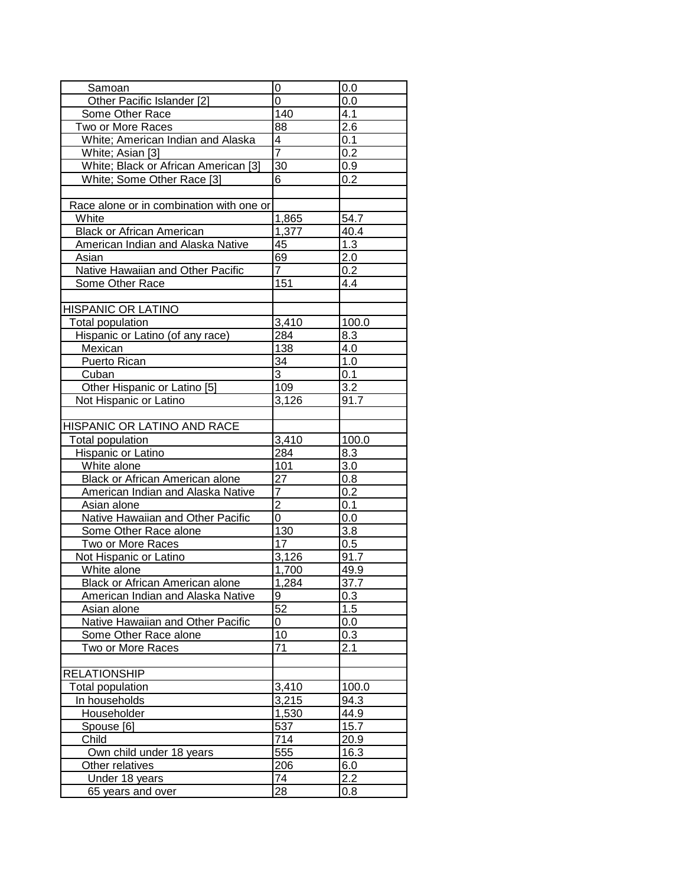| | | |
|---|---|---|
| Samoan | 0 | 0.0 |
| Other Pacific Islander [2] | 0 | 0.0 |
| Some Other Race | 140 | 4.1 |
| Two or More Races | 88 | 2.6 |
| White; American Indian and Alaska | 4 | 0.1 |
| White; Asian [3] | 7 | 0.2 |
| White; Black or African American [3] | 30 | 0.9 |
| White; Some Other Race [3] | 6 | 0.2 |
| | | |
| Race alone or in combination with one or | | |
| White | 1,865 | 54.7 |
| Black or African American | 1,377 | 40.4 |
| American Indian and Alaska Native | 45 | 1.3 |
| Asian | 69 | 2.0 |
| Native Hawaiian and Other Pacific | 7 | 0.2 |
| Some Other Race | 151 | 4.4 |
| | | |
| HISPANIC OR LATINO | | |
| Total population | 3,410 | 100.0 |
| Hispanic or Latino (of any race) | 284 | 8.3 |
| Mexican | 138 | 4.0 |
| Puerto Rican | 34 | 1.0 |
| Cuban | 3 | 0.1 |
| Other Hispanic or Latino [5] | 109 | 3.2 |
| Not Hispanic or Latino | 3,126 | 91.7 |
| | | |
| HISPANIC OR LATINO AND RACE | | |
| Total population | 3,410 | 100.0 |
| Hispanic or Latino | 284 | 8.3 |
| White alone | 101 | 3.0 |
| Black or African American alone | 27 | 0.8 |
| American Indian and Alaska Native | 7 | 0.2 |
| Asian alone | 2 | 0.1 |
| Native Hawaiian and Other Pacific | 0 | 0.0 |
| Some Other Race alone | 130 | 3.8 |
| Two or More Races | 17 | 0.5 |
| Not Hispanic or Latino | 3,126 | 91.7 |
| White alone | 1,700 | 49.9 |
| Black or African American alone | 1,284 | 37.7 |
| American Indian and Alaska Native | 9 | 0.3 |
| Asian alone | 52 | 1.5 |
| Native Hawaiian and Other Pacific | 0 | 0.0 |
| Some Other Race alone | 10 | 0.3 |
| Two or More Races | 71 | 2.1 |
| | | |
| RELATIONSHIP | | |
| Total population | 3,410 | 100.0 |
| In households | 3,215 | 94.3 |
| Householder | 1,530 | 44.9 |
| Spouse [6] | 537 | 15.7 |
| Child | 714 | 20.9 |
| Own child under 18 years | 555 | 16.3 |
| Other relatives | 206 | 6.0 |
| Under 18 years | 74 | 2.2 |
| 65 years and over | 28 | 0.8 |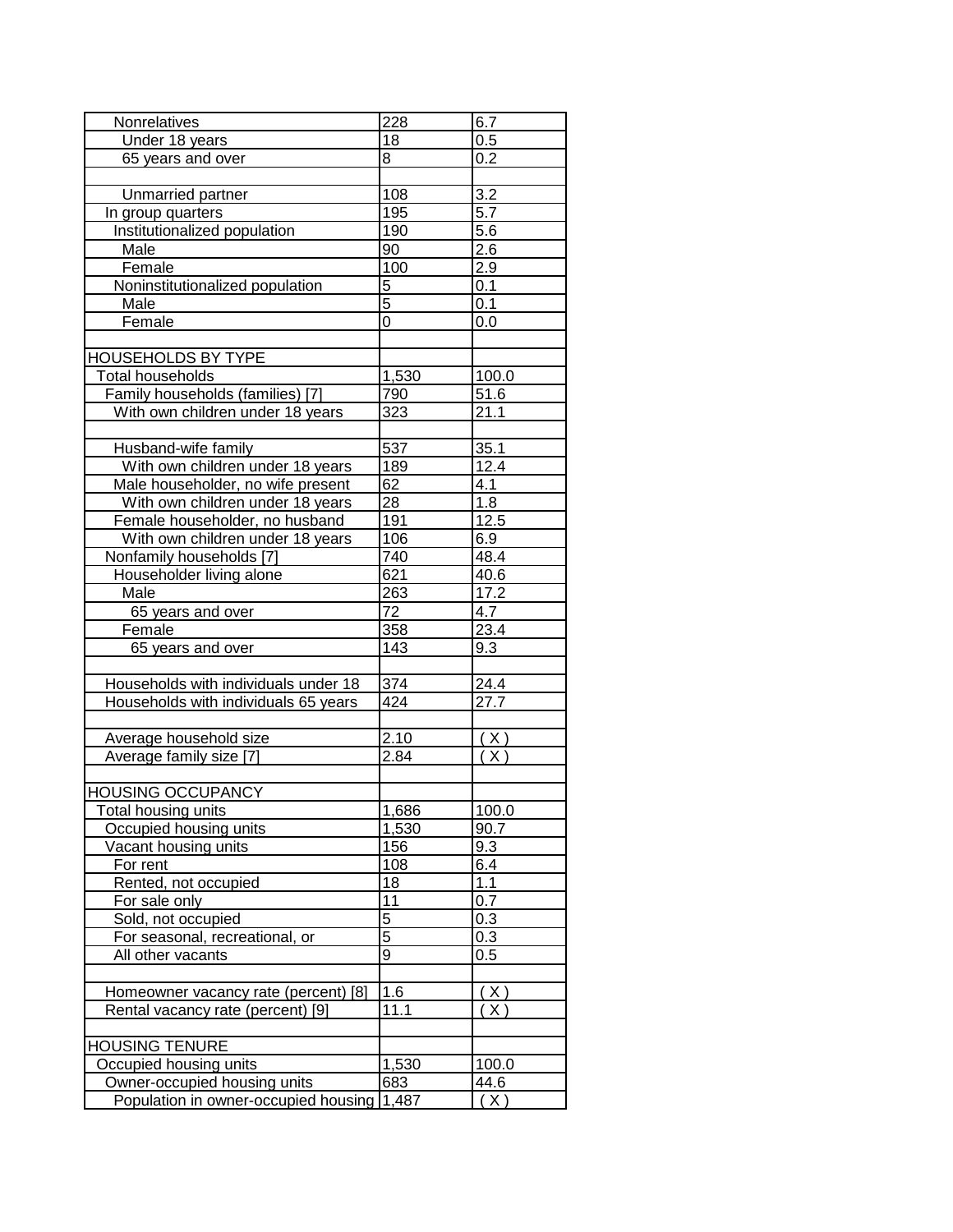| | | |
|---|---|---|
| Nonrelatives | 228 | 6.7 |
| Under 18 years | 18 | 0.5 |
| 65 years and over | 8 | 0.2 |
| | | |
| Unmarried partner | 108 | 3.2 |
| In group quarters | 195 | 5.7 |
| Institutionalized population | 190 | 5.6 |
| Male | 90 | 2.6 |
| Female | 100 | 2.9 |
| Noninstitutionalized population | 5 | 0.1 |
| Male | 5 | 0.1 |
| Female | 0 | 0.0 |
| | | |
| HOUSEHOLDS BY TYPE | | |
| Total households | 1,530 | 100.0 |
| Family households (families) [7] | 790 | 51.6 |
| With own children under 18 years | 323 | 21.1 |
| | | |
| Husband-wife family | 537 | 35.1 |
| With own children under 18 years | 189 | 12.4 |
| Male householder, no wife present | 62 | 4.1 |
| With own children under 18 years | 28 | 1.8 |
| Female householder, no husband | 191 | 12.5 |
| With own children under 18 years | 106 | 6.9 |
| Nonfamily households [7] | 740 | 48.4 |
| Householder living alone | 621 | 40.6 |
| Male | 263 | 17.2 |
| 65 years and over | 72 | 4.7 |
| Female | 358 | 23.4 |
| 65 years and over | 143 | 9.3 |
| | | |
| Households with individuals under 18 | 374 | 24.4 |
| Households with individuals 65 years | 424 | 27.7 |
| | | |
| Average household size | 2.10 | ( X ) |
| Average family size [7] | 2.84 | ( X ) |
| | | |
| HOUSING OCCUPANCY | | |
| Total housing units | 1,686 | 100.0 |
| Occupied housing units | 1,530 | 90.7 |
| Vacant housing units | 156 | 9.3 |
| For rent | 108 | 6.4 |
| Rented, not occupied | 18 | 1.1 |
| For sale only | 11 | 0.7 |
| Sold, not occupied | 5 | 0.3 |
| For seasonal, recreational, or | 5 | 0.3 |
| All other vacants | 9 | 0.5 |
| | | |
| Homeowner vacancy rate (percent) [8] | 1.6 | ( X ) |
| Rental vacancy rate (percent) [9] | 11.1 | ( X ) |
| | | |
| HOUSING TENURE | | |
| Occupied housing units | 1,530 | 100.0 |
| Owner-occupied housing units | 683 | 44.6 |
| Population in owner-occupied housing | 1,487 | ( X ) |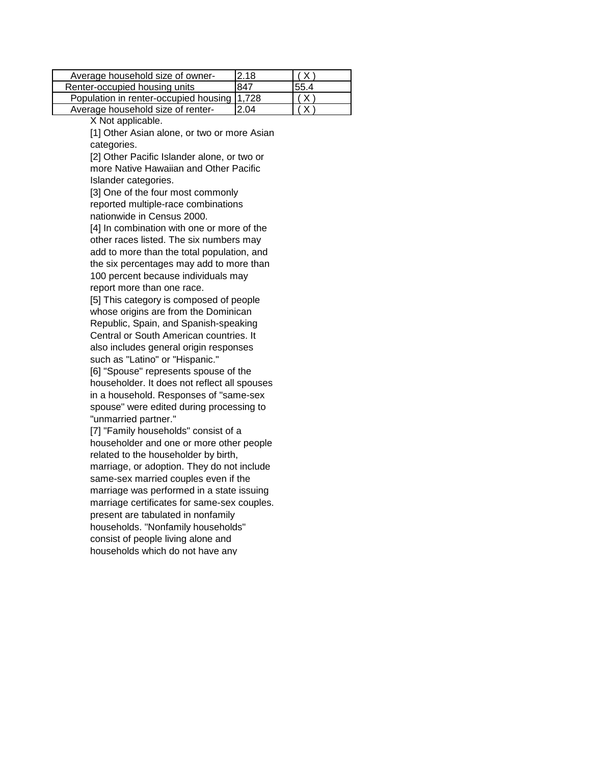| Average household size of owner- | 2.18 | ( X ) |
| --- | --- | --- |
| Renter-occupied housing units | 847 | 55.4 |
| Population in renter-occupied housing | 1,728 | ( X ) |
| Average household size of renter- | 2.04 | ( X ) |

X Not applicable.

[1] Other Asian alone, or two or more Asian categories.

[2] Other Pacific Islander alone, or two or more Native Hawaiian and Other Pacific Islander categories.

[3] One of the four most commonly reported multiple-race combinations nationwide in Census 2000.

[4] In combination with one or more of the other races listed. The six numbers may add to more than the total population, and the six percentages may add to more than 100 percent because individuals may report more than one race.

[5] This category is composed of people whose origins are from the Dominican Republic, Spain, and Spanish-speaking Central or South American countries. It also includes general origin responses such as "Latino" or "Hispanic."

[6] "Spouse" represents spouse of the householder. It does not reflect all spouses in a household. Responses of "same-sex spouse" were edited during processing to "unmarried partner."

[7] "Family households" consist of a householder and one or more other people related to the householder by birth, marriage, or adoption. They do not include same-sex married couples even if the marriage was performed in a state issuing marriage certificates for same-sex couples. present are tabulated in nonfamily households. "Nonfamily households" consist of people living alone and households which do not have any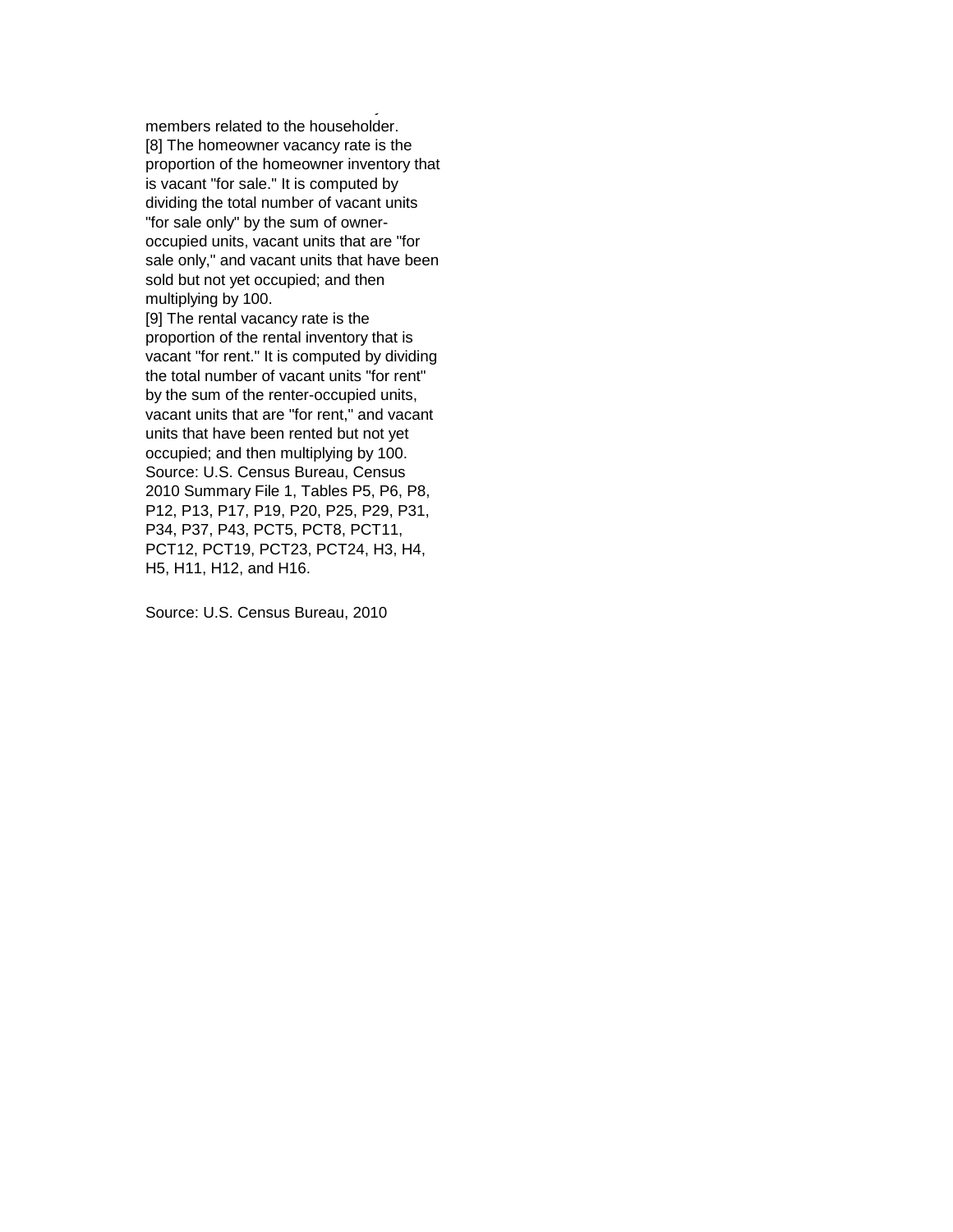members related to the householder.

[8] The homeowner vacancy rate is the proportion of the homeowner inventory that is vacant "for sale." It is computed by dividing the total number of vacant units "for sale only" by the sum of owner-occupied units, vacant units that are "for sale only," and vacant units that have been sold but not yet occupied; and then multiplying by 100.

[9] The rental vacancy rate is the proportion of the rental inventory that is vacant "for rent." It is computed by dividing the total number of vacant units "for rent" by the sum of the renter-occupied units, vacant units that are "for rent," and vacant units that have been rented but not yet occupied; and then multiplying by 100.

Source: U.S. Census Bureau, Census 2010 Summary File 1, Tables P5, P6, P8, P12, P13, P17, P19, P20, P25, P29, P31, P34, P37, P43, PCT5, PCT8, PCT11, PCT12, PCT19, PCT23, PCT24, H3, H4, H5, H11, H12, and H16.

Source: U.S. Census Bureau, 2010